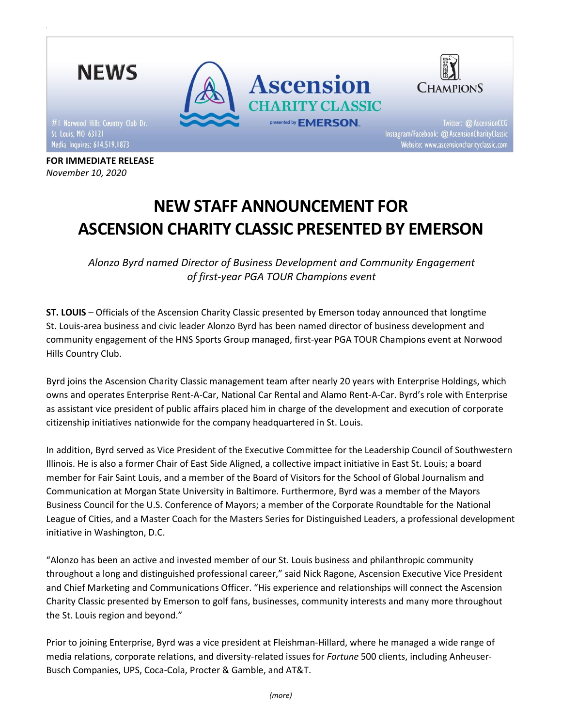NEWS

#1 Norwood Hills Country Club Dr.
St. Louis, MO 63121
Media Inquires: 614.519.1873

Ascension CHARITY CLASSIC presented by EMERSON

CHAMPIONS

Twitter: @AscensionCCG
Instagram/Facebook: @AscensionCharityClassic
Website: www.ascensioncharityclassic.com

**FOR IMMEDIATE RELEASE**
*November 10, 2020*

# NEW STAFF ANNOUNCEMENT FOR ASCENSION CHARITY CLASSIC PRESENTED BY EMERSON

*Alonzo Byrd named Director of Business Development and Community Engagement of first-year PGA TOUR Champions event*

**ST. LOUIS** – Officials of the Ascension Charity Classic presented by Emerson today announced that longtime St. Louis-area business and civic leader Alonzo Byrd has been named director of business development and community engagement of the HNS Sports Group managed, first-year PGA TOUR Champions event at Norwood Hills Country Club.

Byrd joins the Ascension Charity Classic management team after nearly 20 years with Enterprise Holdings, which owns and operates Enterprise Rent-A-Car, National Car Rental and Alamo Rent-A-Car. Byrd's role with Enterprise as assistant vice president of public affairs placed him in charge of the development and execution of corporate citizenship initiatives nationwide for the company headquartered in St. Louis.

In addition, Byrd served as Vice President of the Executive Committee for the Leadership Council of Southwestern Illinois. He is also a former Chair of East Side Aligned, a collective impact initiative in East St. Louis; a board member for Fair Saint Louis, and a member of the Board of Visitors for the School of Global Journalism and Communication at Morgan State University in Baltimore. Furthermore, Byrd was a member of the Mayors Business Council for the U.S. Conference of Mayors; a member of the Corporate Roundtable for the National League of Cities, and a Master Coach for the Masters Series for Distinguished Leaders, a professional development initiative in Washington, D.C.

"Alonzo has been an active and invested member of our St. Louis business and philanthropic community throughout a long and distinguished professional career," said Nick Ragone, Ascension Executive Vice President and Chief Marketing and Communications Officer. "His experience and relationships will connect the Ascension Charity Classic presented by Emerson to golf fans, businesses, community interests and many more throughout the St. Louis region and beyond."

Prior to joining Enterprise, Byrd was a vice president at Fleishman-Hillard, where he managed a wide range of media relations, corporate relations, and diversity-related issues for *Fortune* 500 clients, including Anheuser-Busch Companies, UPS, Coca-Cola, Procter & Gamble, and AT&T.

*(more)*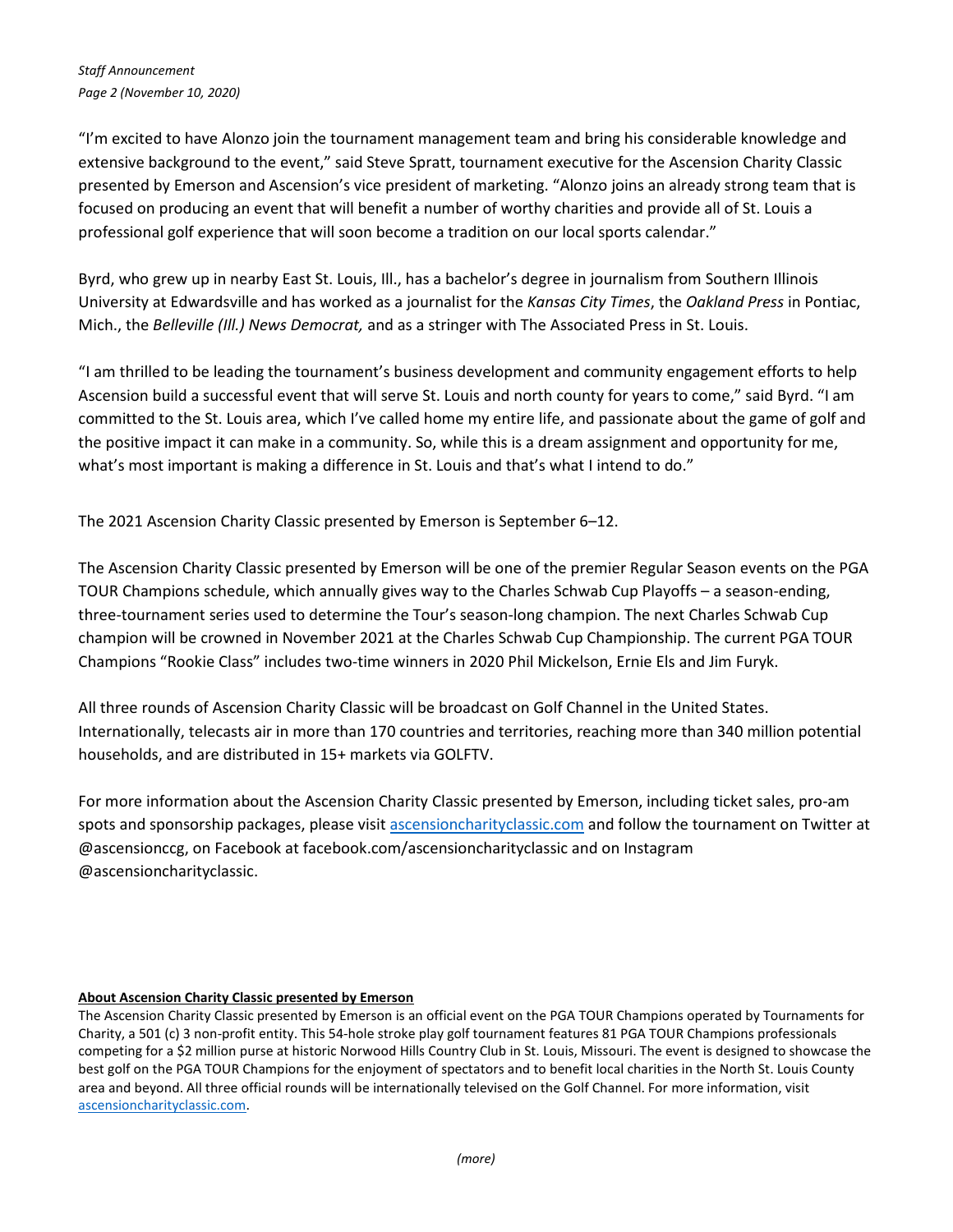"I'm excited to have Alonzo join the tournament management team and bring his considerable knowledge and extensive background to the event," said Steve Spratt, tournament executive for the Ascension Charity Classic presented by Emerson and Ascension's vice president of marketing. "Alonzo joins an already strong team that is focused on producing an event that will benefit a number of worthy charities and provide all of St. Louis a professional golf experience that will soon become a tradition on our local sports calendar."

Byrd, who grew up in nearby East St. Louis, Ill., has a bachelor's degree in journalism from Southern Illinois University at Edwardsville and has worked as a journalist for the *Kansas City Times*, the *Oakland Press* in Pontiac, Mich., the *Belleville (Ill.) News Democrat,* and as a stringer with The Associated Press in St. Louis.

"I am thrilled to be leading the tournament's business development and community engagement efforts to help Ascension build a successful event that will serve St. Louis and north county for years to come," said Byrd. "I am committed to the St. Louis area, which I've called home my entire life, and passionate about the game of golf and the positive impact it can make in a community. So, while this is a dream assignment and opportunity for me, what's most important is making a difference in St. Louis and that's what I intend to do."

The 2021 Ascension Charity Classic presented by Emerson is September 6–12.

The Ascension Charity Classic presented by Emerson will be one of the premier Regular Season events on the PGA TOUR Champions schedule, which annually gives way to the Charles Schwab Cup Playoffs – a season-ending, three-tournament series used to determine the Tour's season-long champion. The next Charles Schwab Cup champion will be crowned in November 2021 at the Charles Schwab Cup Championship. The current PGA TOUR Champions "Rookie Class" includes two-time winners in 2020 Phil Mickelson, Ernie Els and Jim Furyk.

All three rounds of Ascension Charity Classic will be broadcast on Golf Channel in the United States. Internationally, telecasts air in more than 170 countries and territories, reaching more than 340 million potential households, and are distributed in 15+ markets via GOLFTV.

For more information about the Ascension Charity Classic presented by Emerson, including ticket sales, pro-am spots and sponsorship packages, please visit [ascensioncharityclassic.com](ascensioncharityclassic.com) and follow the tournament on Twitter at @ascensionccg, on Facebook at facebook.com/ascensioncharityclassic and on Instagram @ascensioncharityclassic.

**About Ascension Charity Classic presented by Emerson**

The Ascension Charity Classic presented by Emerson is an official event on the PGA TOUR Champions operated by Tournaments for Charity, a 501 (c) 3 non-profit entity. This 54-hole stroke play golf tournament features 81 PGA TOUR Champions professionals competing for a $2 million purse at historic Norwood Hills Country Club in St. Louis, Missouri. The event is designed to showcase the best golf on the PGA TOUR Champions for the enjoyment of spectators and to benefit local charities in the North St. Louis County area and beyond. All three official rounds will be internationally televised on the Golf Channel. For more information, visit [ascensioncharityclassic.com](ascensioncharityclassic.com).

*(more)*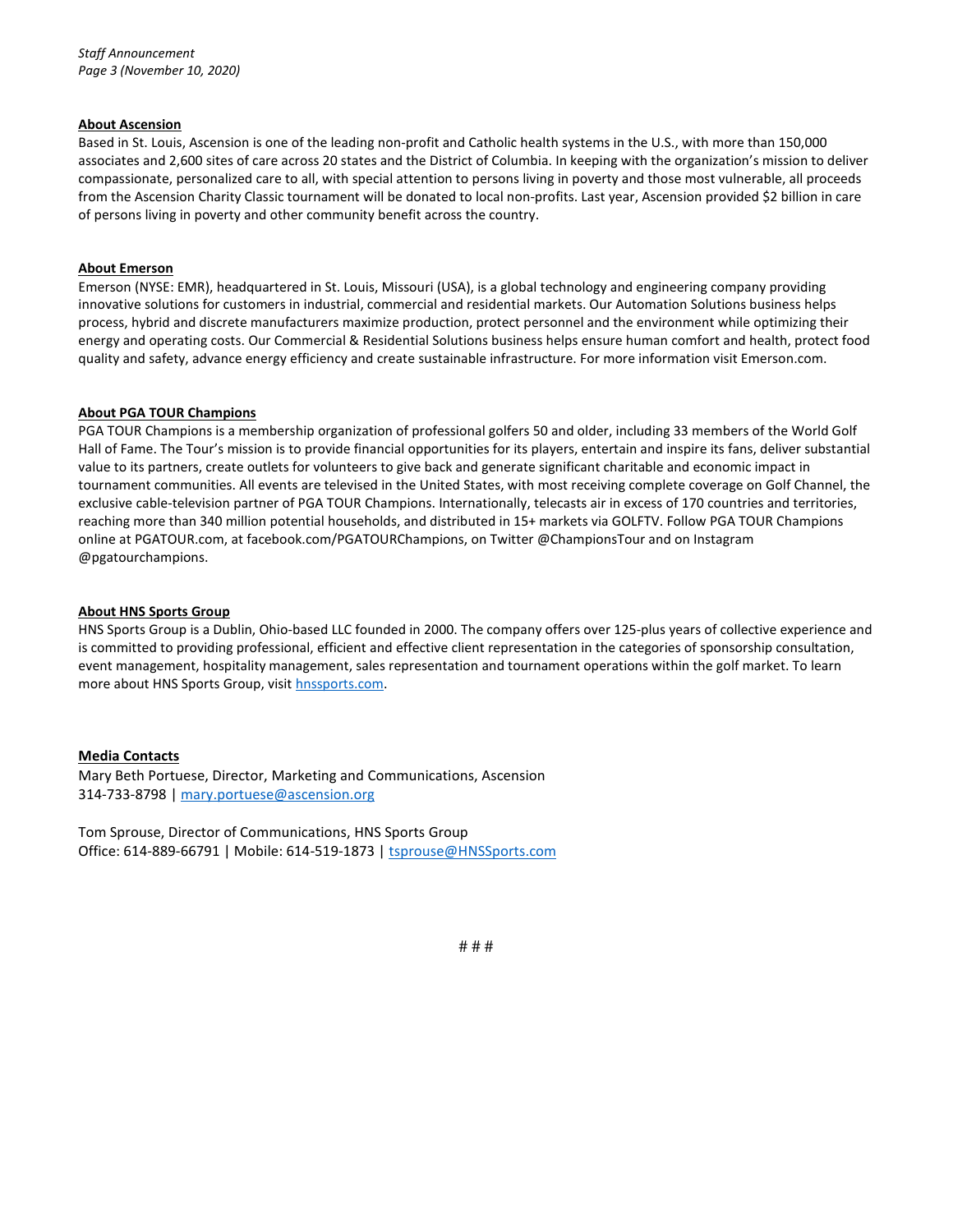**About Ascension**

Based in St. Louis, Ascension is one of the leading non-profit and Catholic health systems in the U.S., with more than 150,000 associates and 2,600 sites of care across 20 states and the District of Columbia. In keeping with the organization's mission to deliver compassionate, personalized care to all, with special attention to persons living in poverty and those most vulnerable, all proceeds from the Ascension Charity Classic tournament will be donated to local non-profits. Last year, Ascension provided $2 billion in care of persons living in poverty and other community benefit across the country.

**About Emerson**

Emerson (NYSE: EMR), headquartered in St. Louis, Missouri (USA), is a global technology and engineering company providing innovative solutions for customers in industrial, commercial and residential markets. Our Automation Solutions business helps process, hybrid and discrete manufacturers maximize production, protect personnel and the environment while optimizing their energy and operating costs. Our Commercial & Residential Solutions business helps ensure human comfort and health, protect food quality and safety, advance energy efficiency and create sustainable infrastructure. For more information visit Emerson.com.

**About PGA TOUR Champions**

PGA TOUR Champions is a membership organization of professional golfers 50 and older, including 33 members of the World Golf Hall of Fame. The Tour's mission is to provide financial opportunities for its players, entertain and inspire its fans, deliver substantial value to its partners, create outlets for volunteers to give back and generate significant charitable and economic impact in tournament communities. All events are televised in the United States, with most receiving complete coverage on Golf Channel, the exclusive cable-television partner of PGA TOUR Champions. Internationally, telecasts air in excess of 170 countries and territories, reaching more than 340 million potential households, and distributed in 15+ markets via GOLFTV. Follow PGA TOUR Champions online at PGATOUR.com, at facebook.com/PGATOURChampions, on Twitter @ChampionsTour and on Instagram @pgatourchampions.

**About HNS Sports Group**

HNS Sports Group is a Dublin, Ohio-based LLC founded in 2000. The company offers over 125-plus years of collective experience and is committed to providing professional, efficient and effective client representation in the categories of sponsorship consultation, event management, hospitality management, sales representation and tournament operations within the golf market. To learn more about HNS Sports Group, visit hnssports.com.

**Media Contacts**

Mary Beth Portuese, Director, Marketing and Communications, Ascension
314-733-8798 | mary.portuese@ascension.org

Tom Sprouse, Director of Communications, HNS Sports Group
Office: 614-889-66791 | Mobile: 614-519-1873 | tsprouse@HNSSports.com

# # #